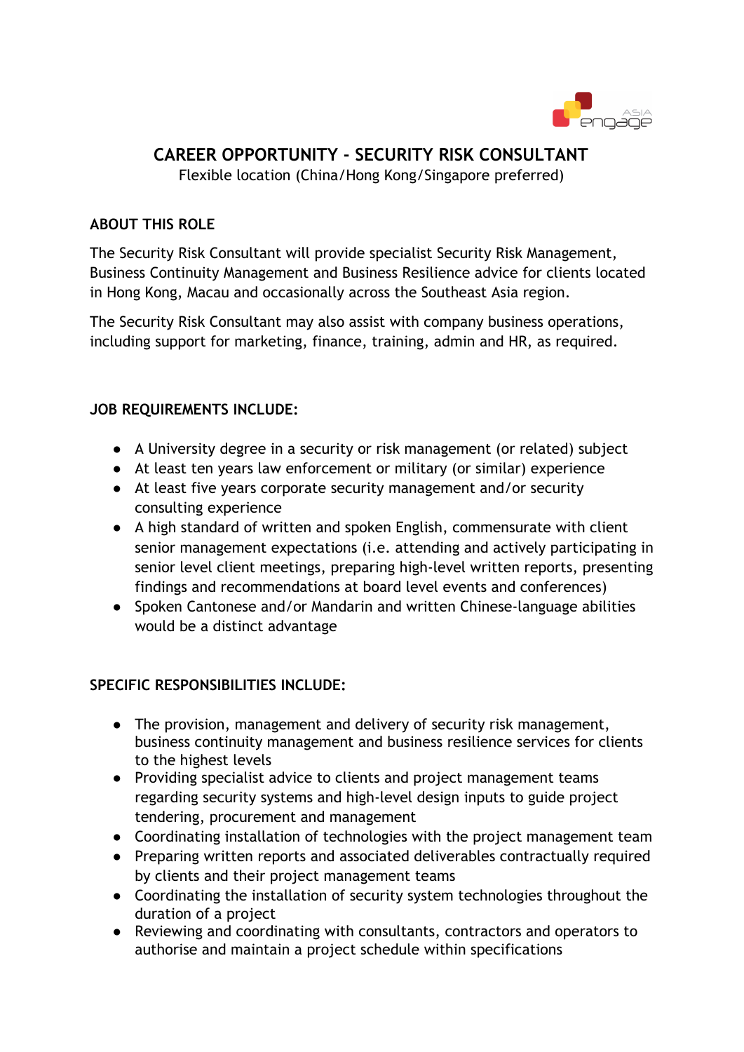# CAREER OPPORTUNITY - SECURITY RISK CONSULTANT

Flexible location (China/Hong Kong/Singapore preferred)

## ABOUT THIS ROLE

The Security Risk Consultant will provide specialist Security Risk Management, Business Continuity Management and Business Resilience advice for clients located in Hong Kong, Macau and occasionally across the Southeast Asia region.

The Security Risk Consultant may also assist with company business operations, including support for marketing, finance, training, admin and HR, as required.

## JOB REQUIREMENTS INCLUDE:

- A University degree in a security or risk management (or related) subject
- At least ten years law enforcement or military (or similar) experience
- At least five years corporate security management and/or security consulting experience
- A high standard of written and spoken English, commensurate with client senior management expectations (i.e. attending and actively participating in senior level client meetings, preparing high-level written reports, presenting findings and recommendations at board level events and conferences)
- Spoken Cantonese and/or Mandarin and written Chinese-language abilities would be a distinct advantage

## SPECIFIC RESPONSIBILITIES INCLUDE:

- The provision, management and delivery of security risk management, business continuity management and business resilience services for clients to the highest levels
- Providing specialist advice to clients and project management teams regarding security systems and high-level design inputs to guide project tendering, procurement and management
- Coordinating installation of technologies with the project management team
- Preparing written reports and associated deliverables contractually required by clients and their project management teams
- Coordinating the installation of security system technologies throughout the duration of a project
- Reviewing and coordinating with consultants, contractors and operators to authorise and maintain a project schedule within specifications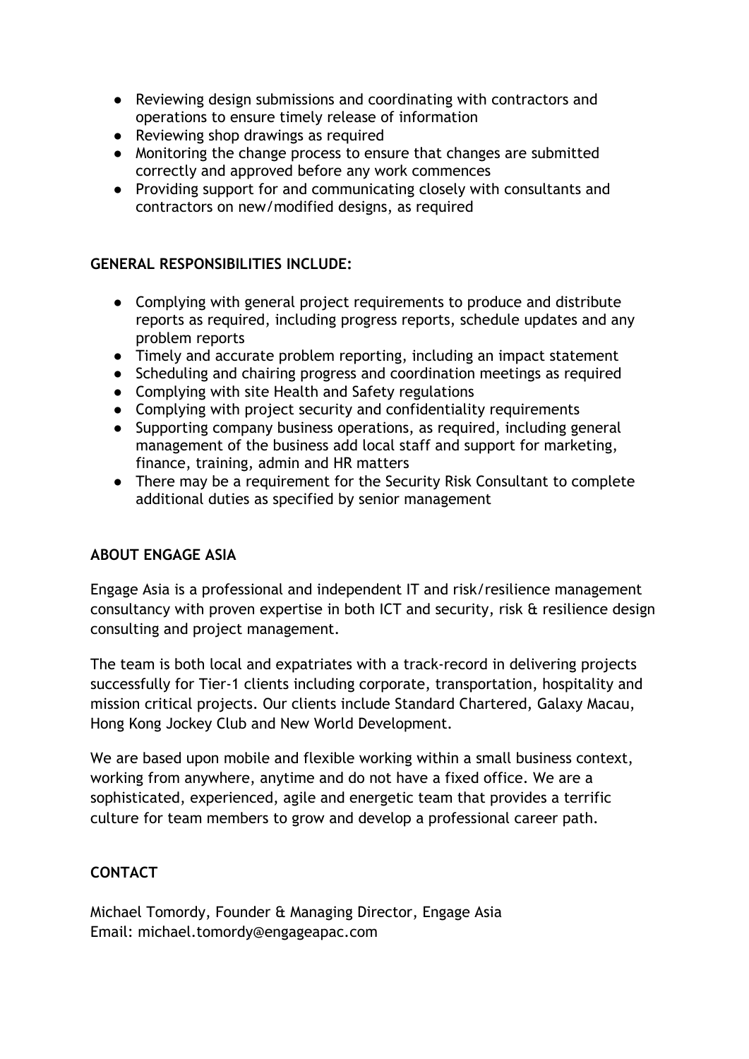- Reviewing design submissions and coordinating with contractors and operations to ensure timely release of information
- Reviewing shop drawings as required
- Monitoring the change process to ensure that changes are submitted correctly and approved before any work commences
- Providing support for and communicating closely with consultants and contractors on new/modified designs, as required

**GENERAL RESPONSIBILITIES INCLUDE:**

- Complying with general project requirements to produce and distribute reports as required, including progress reports, schedule updates and any problem reports
- Timely and accurate problem reporting, including an impact statement
- Scheduling and chairing progress and coordination meetings as required
- Complying with site Health and Safety regulations
- Complying with project security and confidentiality requirements
- Supporting company business operations, as required, including general management of the business add local staff and support for marketing, finance, training, admin and HR matters
- There may be a requirement for the Security Risk Consultant to complete additional duties as specified by senior management

**ABOUT ENGAGE ASIA**

Engage Asia is a professional and independent IT and risk/resilience management consultancy with proven expertise in both ICT and security, risk & resilience design consulting and project management.

The team is both local and expatriates with a track-record in delivering projects successfully for Tier-1 clients including corporate, transportation, hospitality and mission critical projects. Our clients include Standard Chartered, Galaxy Macau, Hong Kong Jockey Club and New World Development.

We are based upon mobile and flexible working within a small business context, working from anywhere, anytime and do not have a fixed office. We are a sophisticated, experienced, agile and energetic team that provides a terrific culture for team members to grow and develop a professional career path.

**CONTACT**

Michael Tomordy, Founder & Managing Director, Engage Asia
Email: michael.tomordy@engageapac.com